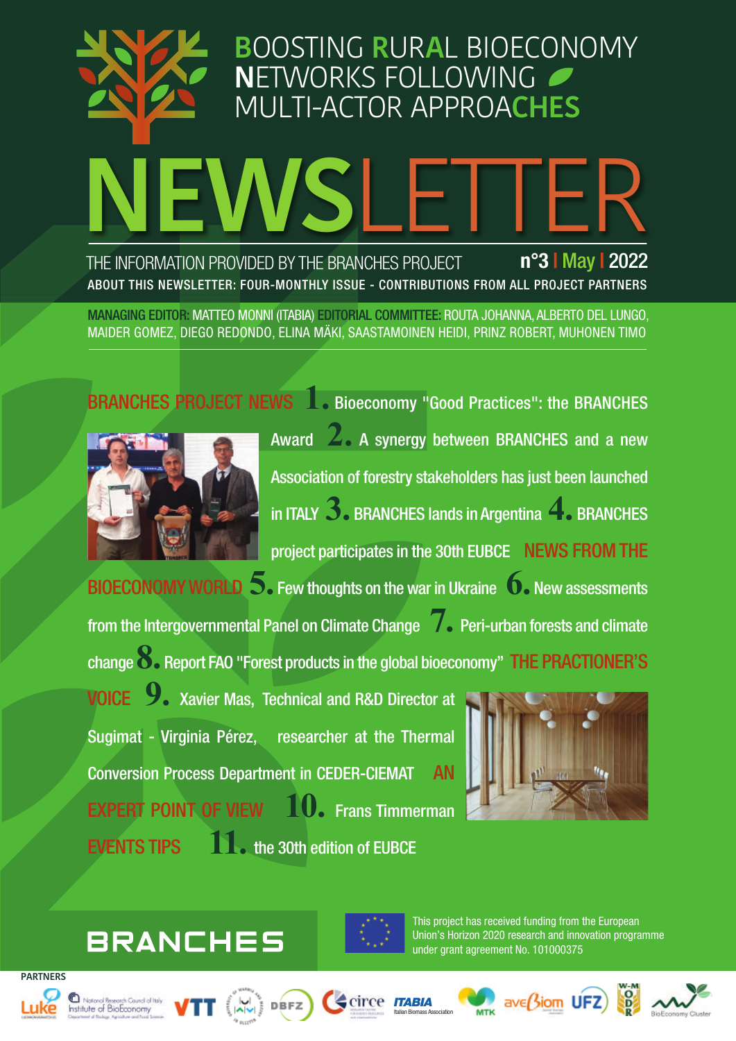# BOOSTING RURAL BIOECONOMY NETWORKS FOLLOWING MULTI-ACTOR APPROACHES

# NEWSLETTER

THE INFORMATION PROVIDED BY THE BRANCHES PROJECT **n°3 | May | 2022**

ABOUT THIS NEWSLETTER: FOUR-MONTHLY ISSUE - CONTRIBUTIONS FROM ALL PROJECT PARTNERS

MANAGING EDITOR: MATTEO MONNI (ITABIA) EDITORIAL COMMITTEE: ROUTA JOHANNA, ALBERTO DEL LUNGO, MAIDER GOMEZ, DIEGO REDONDO, ELINA MÄKI, SAASTAMOINEN HEIDI, PRINZ ROBERT, MUHONEN TIMO

## BRANCHES PROJECT NEWS

1. Bioeconomy "Good Practices": the BRANCHES Award
2. A synergy between BRANCHES and a new Association of forestry stakeholders has just been launched in ITALY
3. BRANCHES lands in Argentina
4. BRANCHES project participates in the 30th EUBCE

## NEWS FROM THE BIOECONOMY WORLD

5. Few thoughts on the war in Ukraine
6. New assessments from the Intergovernmental Panel on Climate Change
7. Peri-urban forests and climate change
8. Report FAO "Forest products in the global bioeconomy"

## THE PRACTIONER'S VOICE

9. Xavier Mas, Technical and R&D Director at Sugimat - Virginia Pérez, researcher at the Thermal Conversion Process Department in CEDER-CIEMAT

## AN EXPERT POINT OF VIEW

10. Frans Timmerman

## EVENTS TIPS

11. the 30th edition of EUBCE

BRANCHES

This project has received funding from the European Union's Horizon 2020 research and innovation programme under grant agreement No. 101000375

PARTNERS

Luke · National Research Council of Italy Institute of BioEconomy · VTT · University of Warmia and Mazury in Olsztyn · DBFZ · circe · ITABIA Italian Biomass Association · MTK · AVEBIOM · UFZ · W-M ODR · BioEconomy Cluster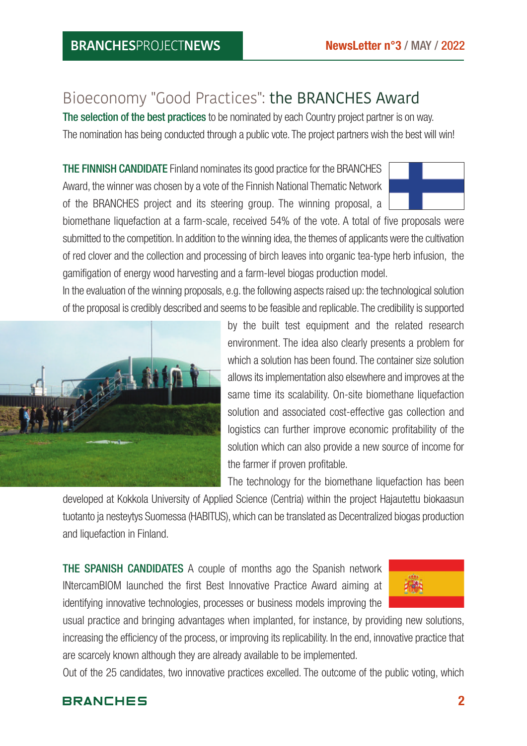## Bioeconomy "Good Practices": the BRANCHES Award

**The selection of the best practices** to be nominated by each Country project partner is on way. The nomination has being conducted through a public vote. The project partners wish the best will win!

**THE FINNISH CANDIDATE** Finland nominates its good practice for the BRANCHES Award, the winner was chosen by a vote of the Finnish National Thematic Network of the BRANCHES project and its steering group. The winning proposal, a biomethane liquefaction at a farm-scale, received 54% of the vote. A total of five proposals were submitted to the competition. In addition to the winning idea, the themes of applicants were the cultivation of red clover and the collection and processing of birch leaves into organic tea-type herb infusion, the gamification of energy wood harvesting and a farm-level biogas production model.

In the evaluation of the winning proposals, e.g. the following aspects raised up: the technological solution of the proposal is credibly described and seems to be feasible and replicable. The credibility is supported by the built test equipment and the related research environment. The idea also clearly presents a problem for which a solution has been found. The container size solution allows its implementation also elsewhere and improves at the same time its scalability. On-site biomethane liquefaction solution and associated cost-effective gas collection and logistics can further improve economic profitability of the solution which can also provide a new source of income for the farmer if proven profitable.

The technology for the biomethane liquefaction has been developed at Kokkola University of Applied Science (Centria) within the project Hajautettu biokaasun tuotanto ja nesteytys Suomessa (HABITUS), which can be translated as Decentralized biogas production and liquefaction in Finland.

**THE SPANISH CANDIDATES** A couple of months ago the Spanish network INtercamBIOM launched the first Best Innovative Practice Award aiming at identifying innovative technologies, processes or business models improving the usual practice and bringing advantages when implanted, for instance, by providing new solutions, increasing the efficiency of the process, or improving its replicability. In the end, innovative practice that are scarcely known although they are already available to be implemented.

Out of the 25 candidates, two innovative practices excelled. The outcome of the public voting, which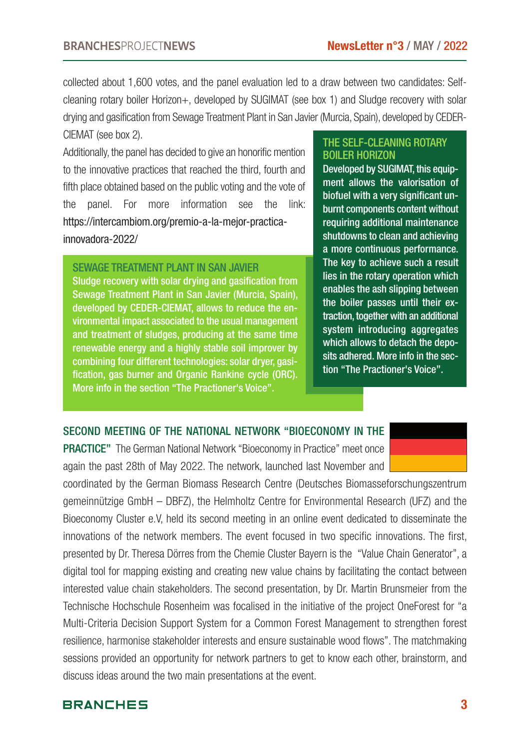collected about 1,600 votes, and the panel evaluation led to a draw between two candidates: Self-cleaning rotary boiler Horizon+, developed by SUGIMAT (see box 1) and Sludge recovery with solar drying and gasification from Sewage Treatment Plant in San Javier (Murcia, Spain), developed by CEDER-CIEMAT (see box 2).

Additionally, the panel has decided to give an honorific mention to the innovative practices that reached the third, fourth and fifth place obtained based on the public voting and the vote of the panel. For more information see the link: https://intercambiom.org/premio-a-la-mejor-practica-innovadora-2022/

### THE SELF-CLEANING ROTARY BOILER HORIZON

Developed by SUGIMAT, this equipment allows the valorisation of biofuel with a very significant unburnt components content without requiring additional maintenance shutdowns to clean and achieving a more continuous performance. The key to achieve such a result lies in the rotary operation which enables the ash slipping between the boiler passes until their extraction, together with an additional system introducing aggregates which allows to detach the deposits adhered. More info in the section "The Practioner's Voice".

### SEWAGE TREATMENT PLANT IN SAN JAVIER

Sludge recovery with solar drying and gasification from Sewage Treatment Plant in San Javier (Murcia, Spain), developed by CEDER-CIEMAT, allows to reduce the environmental impact associated to the usual management and treatment of sludges, producing at the same time renewable energy and a highly stable soil improver by combining four different technologies: solar dryer, gasification, gas burner and Organic Rankine cycle (ORC). More info in the section "The Practioner's Voice".

**SECOND MEETING OF THE NATIONAL NETWORK "BIOECONOMY IN THE PRACTICE"** The German National Network "Bioeconomy in Practice" meet once again the past 28th of May 2022. The network, launched last November and coordinated by the German Biomass Research Centre (Deutsches Biomasseforschungszentrum gemeinnützige GmbH – DBFZ), the Helmholtz Centre for Environmental Research (UFZ) and the Bioeconomy Cluster e.V, held its second meeting in an online event dedicated to disseminate the innovations of the network members. The event focused in two specific innovations. The first, presented by Dr. Theresa Dörres from the Chemie Cluster Bayern is the "Value Chain Generator", a digital tool for mapping existing and creating new value chains by facilitating the contact between interested value chain stakeholders. The second presentation, by Dr. Martin Brunsmeier from the Technische Hochschule Rosenheim was focalised in the initiative of the project OneForest for "a Multi-Criteria Decision Support System for a Common Forest Management to strengthen forest resilience, harmonise stakeholder interests and ensure sustainable wood flows". The matchmaking sessions provided an opportunity for network partners to get to know each other, brainstorm, and discuss ideas around the two main presentations at the event.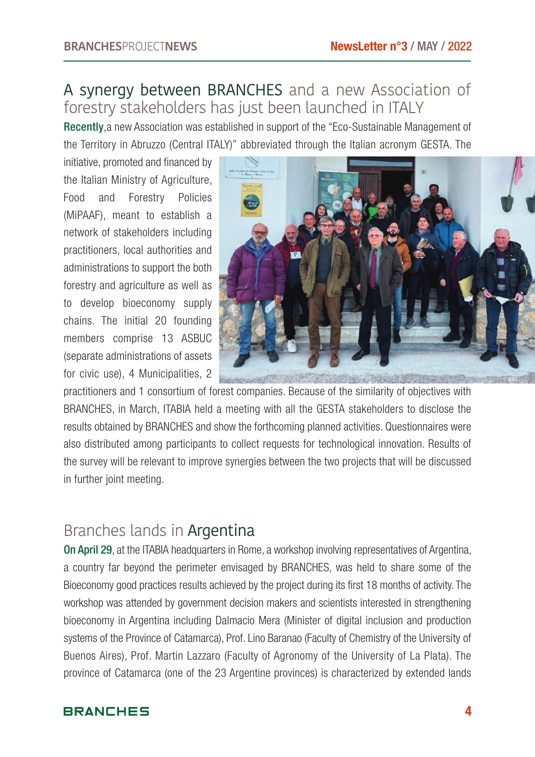## A synergy between BRANCHES and a new Association of forestry stakeholders has just been launched in ITALY

**Recently**,a new Association was established in support of the "Eco-Sustainable Management of the Territory in Abruzzo (Central ITALY)" abbreviated through the Italian acronym GESTA. The initiative, promoted and financed by the Italian Ministry of Agriculture, Food and Forestry Policies (MiPAAF), meant to establish a network of stakeholders including practitioners, local authorities and administrations to support the both forestry and agriculture as well as to develop bioeconomy supply chains. The initial 20 founding members comprise 13 ASBUC (separate administrations of assets for civic use), 4 Municipalities, 2 practitioners and 1 consortium of forest companies. Because of the similarity of objectives with BRANCHES, in March, ITABIA held a meeting with all the GESTA stakeholders to disclose the results obtained by BRANCHES and show the forthcoming planned activities. Questionnaires were also distributed among participants to collect requests for technological innovation. Results of the survey will be relevant to improve synergies between the two projects that will be discussed in further joint meeting.

## Branches lands in Argentina

**On April 29**, at the ITABIA headquarters in Rome, a workshop involving representatives of Argentina, a country far beyond the perimeter envisaged by BRANCHES, was held to share some of the Bioeconomy good practices results achieved by the project during its first 18 months of activity. The workshop was attended by government decision makers and scientists interested in strengthening bioeconomy in Argentina including Dalmacio Mera (Minister of digital inclusion and production systems of the Province of Catamarca), Prof. Lino Baranao (Faculty of Chemistry of the University of Buenos Aires), Prof. Martin Lazzaro (Faculty of Agronomy of the University of La Plata). The province of Catamarca (one of the 23 Argentine provinces) is characterized by extended lands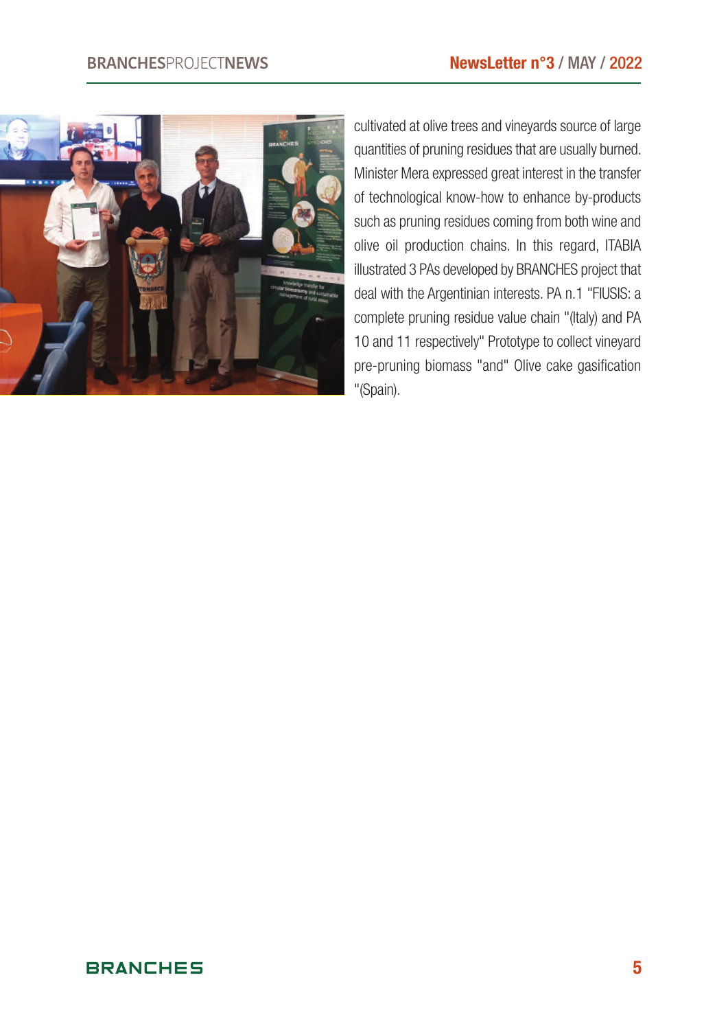cultivated at olive trees and vineyards source of large quantities of pruning residues that are usually burned. Minister Mera expressed great interest in the transfer of technological know-how to enhance by-products such as pruning residues coming from both wine and olive oil production chains. In this regard, ITABIA illustrated 3 PAs developed by BRANCHES project that deal with the Argentinian interests. PA n.1 "FIUSIS: a complete pruning residue value chain "(Italy) and PA 10 and 11 respectively" Prototype to collect vineyard pre-pruning biomass "and" Olive cake gasification "(Spain).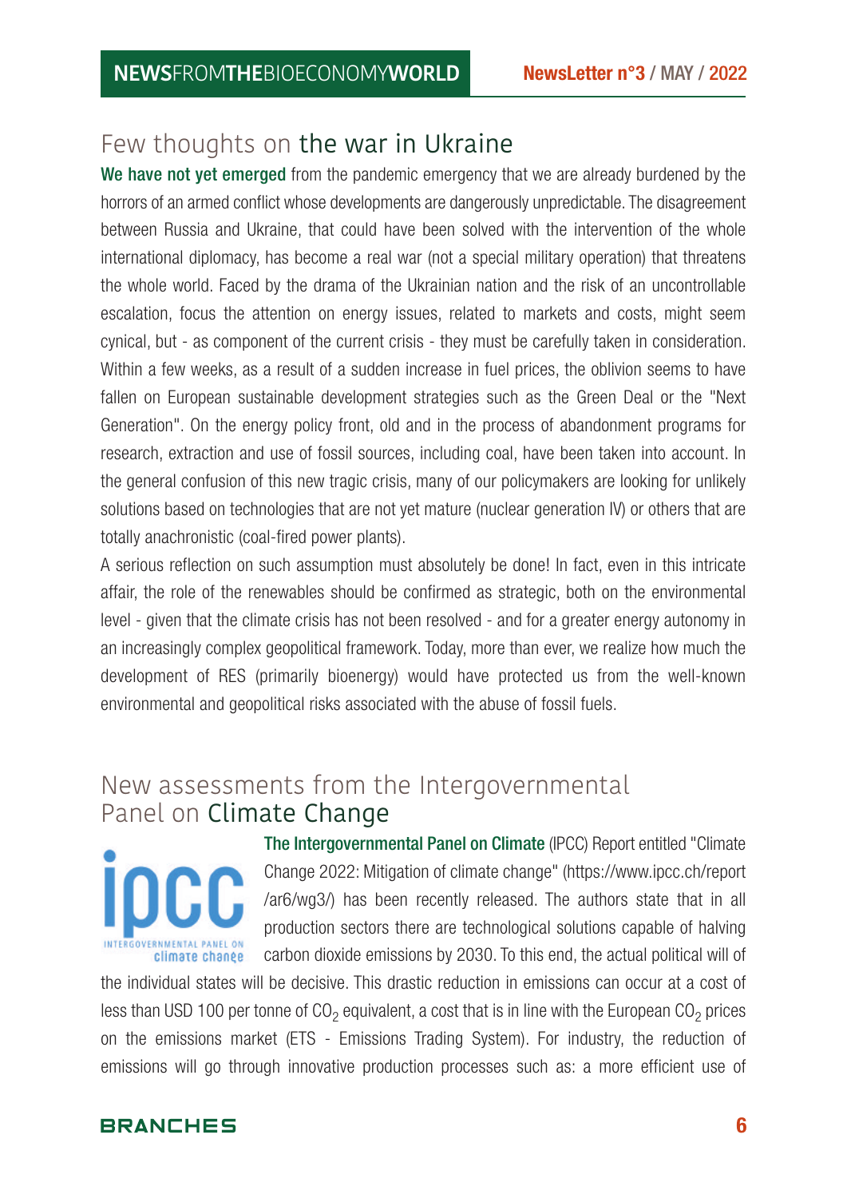## Few thoughts on the war in Ukraine

**We have not yet emerged** from the pandemic emergency that we are already burdened by the horrors of an armed conflict whose developments are dangerously unpredictable. The disagreement between Russia and Ukraine, that could have been solved with the intervention of the whole international diplomacy, has become a real war (not a special military operation) that threatens the whole world. Faced by the drama of the Ukrainian nation and the risk of an uncontrollable escalation, focus the attention on energy issues, related to markets and costs, might seem cynical, but - as component of the current crisis - they must be carefully taken in consideration. Within a few weeks, as a result of a sudden increase in fuel prices, the oblivion seems to have fallen on European sustainable development strategies such as the Green Deal or the "Next Generation". On the energy policy front, old and in the process of abandonment programs for research, extraction and use of fossil sources, including coal, have been taken into account. In the general confusion of this new tragic crisis, many of our policymakers are looking for unlikely solutions based on technologies that are not yet mature (nuclear generation IV) or others that are totally anachronistic (coal-fired power plants).

A serious reflection on such assumption must absolutely be done! In fact, even in this intricate affair, the role of the renewables should be confirmed as strategic, both on the environmental level - given that the climate crisis has not been resolved - and for a greater energy autonomy in an increasingly complex geopolitical framework. Today, more than ever, we realize how much the development of RES (primarily bioenergy) would have protected us from the well-known environmental and geopolitical risks associated with the abuse of fossil fuels.

## New assessments from the Intergovernmental Panel on Climate Change

**The Intergovernmental Panel on Climate** (IPCC) Report entitled "Climate Change 2022: Mitigation of climate change" (https://www.ipcc.ch/report/ar6/wg3/) has been recently released. The authors state that in all production sectors there are technological solutions capable of halving carbon dioxide emissions by 2030. To this end, the actual political will of the individual states will be decisive. This drastic reduction in emissions can occur at a cost of less than USD 100 per tonne of $CO_2$ equivalent, a cost that is in line with the European $CO_2$ prices on the emissions market (ETS - Emissions Trading System). For industry, the reduction of emissions will go through innovative production processes such as: a more efficient use of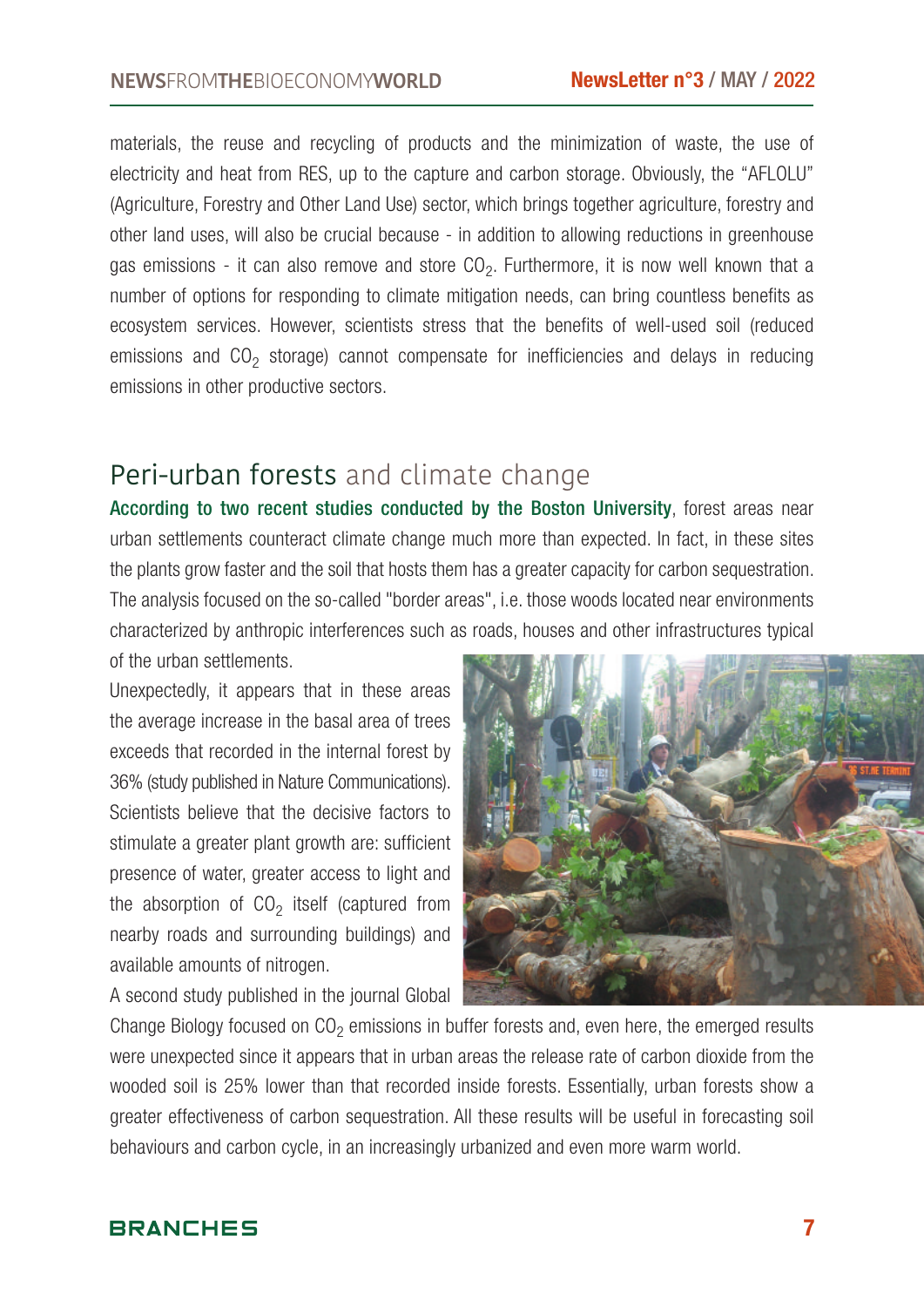materials, the reuse and recycling of products and the minimization of waste, the use of electricity and heat from RES, up to the capture and carbon storage. Obviously, the "AFLOLU" (Agriculture, Forestry and Other Land Use) sector, which brings together agriculture, forestry and other land uses, will also be crucial because - in addition to allowing reductions in greenhouse gas emissions - it can also remove and store $CO_2$. Furthermore, it is now well known that a number of options for responding to climate mitigation needs, can bring countless benefits as ecosystem services. However, scientists stress that the benefits of well-used soil (reduced emissions and $CO_2$ storage) cannot compensate for inefficiencies and delays in reducing emissions in other productive sectors.

## Peri-urban forests and climate change

**According to two recent studies conducted by the Boston University**, forest areas near urban settlements counteract climate change much more than expected. In fact, in these sites the plants grow faster and the soil that hosts them has a greater capacity for carbon sequestration. The analysis focused on the so-called "border areas", i.e. those woods located near environments characterized by anthropic interferences such as roads, houses and other infrastructures typical of the urban settlements.

Unexpectedly, it appears that in these areas the average increase in the basal area of trees exceeds that recorded in the internal forest by 36% (study published in Nature Communications). Scientists believe that the decisive factors to stimulate a greater plant growth are: sufficient presence of water, greater access to light and the absorption of $CO_2$ itself (captured from nearby roads and surrounding buildings) and available amounts of nitrogen.

A second study published in the journal Global Change Biology focused on $CO_2$ emissions in buffer forests and, even here, the emerged results were unexpected since it appears that in urban areas the release rate of carbon dioxide from the wooded soil is 25% lower than that recorded inside forests. Essentially, urban forests show a greater effectiveness of carbon sequestration. All these results will be useful in forecasting soil behaviours and carbon cycle, in an increasingly urbanized and even more warm world.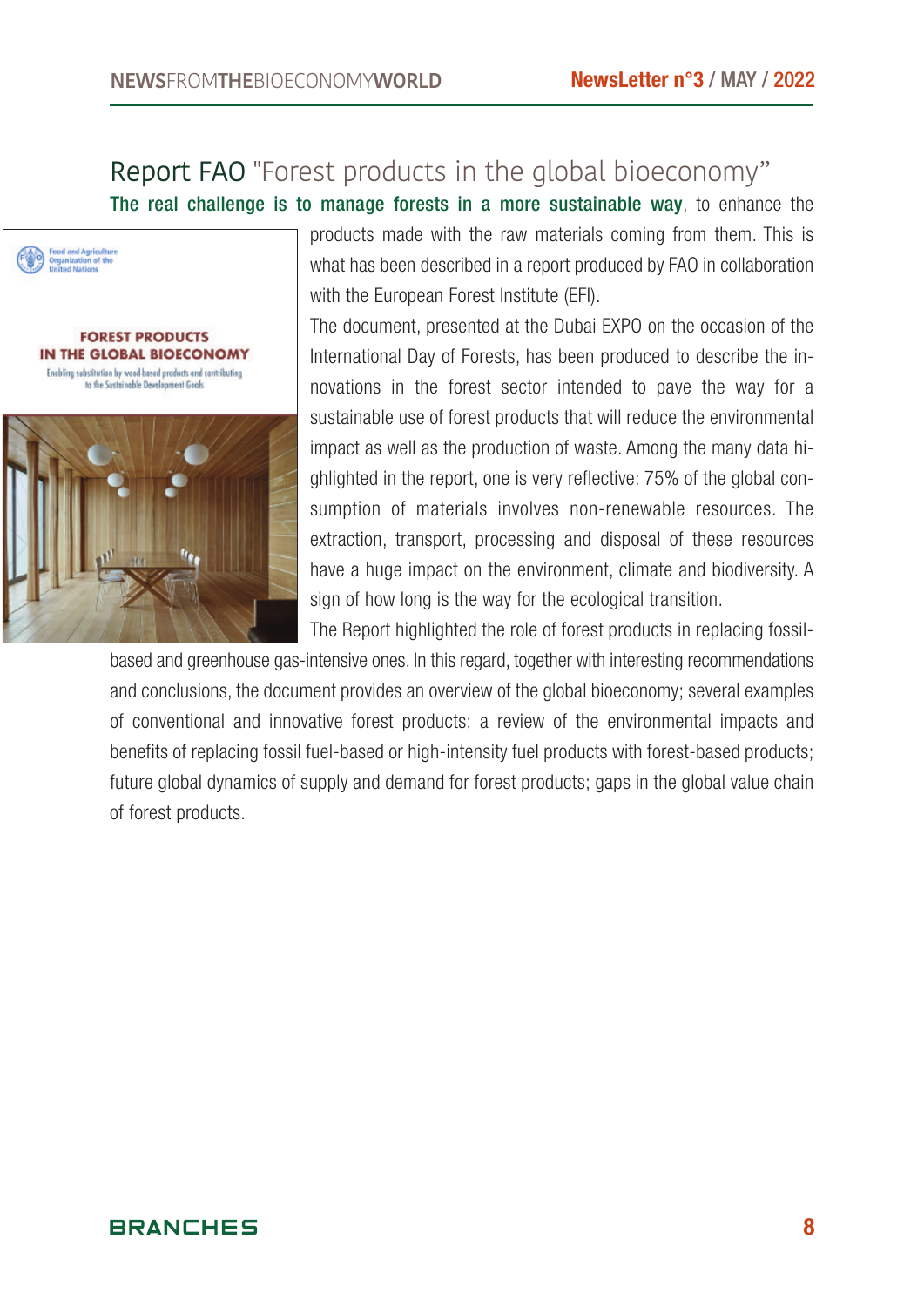# Report FAO "Forest products in the global bioeconomy"

**The real challenge is to manage forests in a more sustainable way**, to enhance the products made with the raw materials coming from them. This is what has been described in a report produced by FAO in collaboration with the European Forest Institute (EFI).

The document, presented at the Dubai EXPO on the occasion of the International Day of Forests, has been produced to describe the innovations in the forest sector intended to pave the way for a sustainable use of forest products that will reduce the environmental impact as well as the production of waste. Among the many data highlighted in the report, one is very reflective: 75% of the global consumption of materials involves non-renewable resources. The extraction, transport, processing and disposal of these resources have a huge impact on the environment, climate and biodiversity. A sign of how long is the way for the ecological transition.

The Report highlighted the role of forest products in replacing fossil-based and greenhouse gas-intensive ones. In this regard, together with interesting recommendations and conclusions, the document provides an overview of the global bioeconomy; several examples of conventional and innovative forest products; a review of the environmental impacts and benefits of replacing fossil fuel-based or high-intensity fuel products with forest-based products; future global dynamics of supply and demand for forest products; gaps in the global value chain of forest products.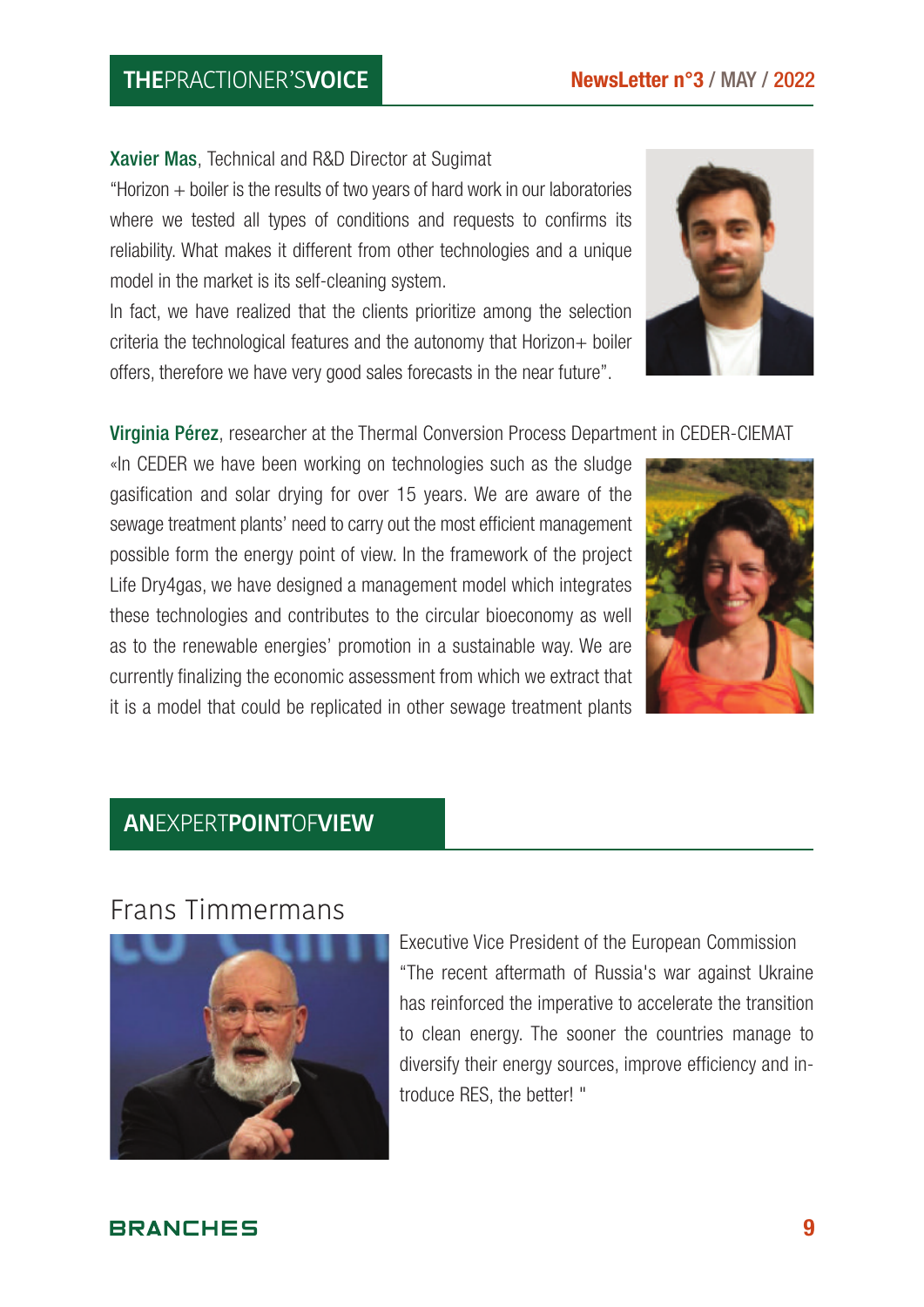## THE PRACTIONER'S VOICE

**Xavier Mas**, Technical and R&D Director at Sugimat

"Horizon + boiler is the results of two years of hard work in our laboratories where we tested all types of conditions and requests to confirms its reliability. What makes it different from other technologies and a unique model in the market is its self-cleaning system.

In fact, we have realized that the clients prioritize among the selection criteria the technological features and the autonomy that Horizon+ boiler offers, therefore we have very good sales forecasts in the near future".

**Virginia Pérez**, researcher at the Thermal Conversion Process Department in CEDER-CIEMAT

«In CEDER we have been working on technologies such as the sludge gasification and solar drying for over 15 years. We are aware of the sewage treatment plants' need to carry out the most efficient management possible form the energy point of view. In the framework of the project Life Dry4gas, we have designed a management model which integrates these technologies and contributes to the circular bioeconomy as well as to the renewable energies' promotion in a sustainable way. We are currently finalizing the economic assessment from which we extract that it is a model that could be replicated in other sewage treatment plants

## AN EXPERT POINT OF VIEW

### Frans Timmermans

Executive Vice President of the European Commission

"The recent aftermath of Russia's war against Ukraine has reinforced the imperative to accelerate the transition to clean energy. The sooner the countries manage to diversify their energy sources, improve efficiency and introduce RES, the better! "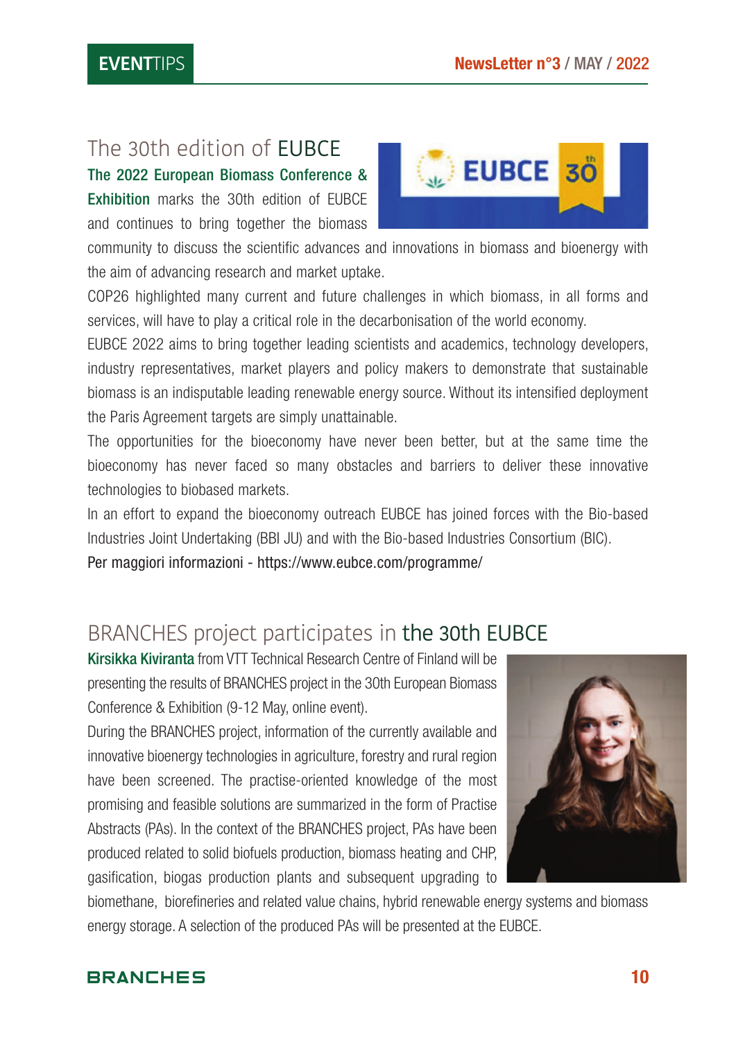## The 30th edition of EUBCE

**The 2022 European Biomass Conference & Exhibition** marks the 30th edition of EUBCE and continues to bring together the biomass community to discuss the scientific advances and innovations in biomass and bioenergy with the aim of advancing research and market uptake.

COP26 highlighted many current and future challenges in which biomass, in all forms and services, will have to play a critical role in the decarbonisation of the world economy.

EUBCE 2022 aims to bring together leading scientists and academics, technology developers, industry representatives, market players and policy makers to demonstrate that sustainable biomass is an indisputable leading renewable energy source. Without its intensified deployment the Paris Agreement targets are simply unattainable.

The opportunities for the bioeconomy have never been better, but at the same time the bioeconomy has never faced so many obstacles and barriers to deliver these innovative technologies to biobased markets.

In an effort to expand the bioeconomy outreach EUBCE has joined forces with the Bio-based Industries Joint Undertaking (BBI JU) and with the Bio-based Industries Consortium (BIC).

Per maggiori informazioni - https://www.eubce.com/programme/

## BRANCHES project participates in the 30th EUBCE

**Kirsikka Kiviranta** from VTT Technical Research Centre of Finland will be presenting the results of BRANCHES project in the 30th European Biomass Conference & Exhibition (9-12 May, online event).

During the BRANCHES project, information of the currently available and innovative bioenergy technologies in agriculture, forestry and rural region have been screened. The practise-oriented knowledge of the most promising and feasible solutions are summarized in the form of Practise Abstracts (PAs). In the context of the BRANCHES project, PAs have been produced related to solid biofuels production, biomass heating and CHP, gasification, biogas production plants and subsequent upgrading to biomethane, biorefineries and related value chains, hybrid renewable energy systems and biomass energy storage. A selection of the produced PAs will be presented at the EUBCE.